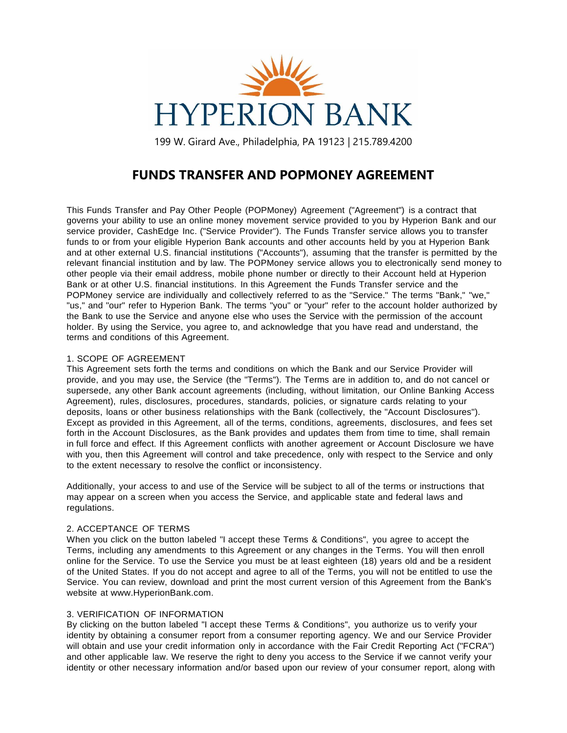HYPERION BANK

199 W. Girard Ave., Philadelphia, PA 19123 | 215.789.4200

# FUNDS TRANSFER AND POPMONEY AGREEMENT

This Funds Transfer and Pay Other People (POPMoney) Agreement ("Agreement") is a contract that governs your ability to use an online money movement service provided to you by Hyperion Bank and our service provider, CashEdge Inc. ("Service Provider"). The Funds Transfer service allows you to transfer funds to or from your eligible Hyperion Bank accounts and other accounts held by you at Hyperion Bank and at other external U.S. financial institutions ("Accounts"), assuming that the transfer is permitted by the relevant financial institution and by law. The POPMoney service allows you to electronically send money to other people via their email address, mobile phone number or directly to their Account held at Hyperion Bank or at other U.S. financial institutions. In this Agreement the Funds Transfer service and the POPMoney service are individually and collectively referred to as the "Service." The terms "Bank," "we," "us," and "our" refer to Hyperion Bank. The terms "you" or "your" refer to the account holder authorized by the Bank to use the Service and anyone else who uses the Service with the permission of the account holder. By using the Service, you agree to, and acknowledge that you have read and understand, the terms and conditions of this Agreement.

1. SCOPE OF AGREEMENT

This Agreement sets forth the terms and conditions on which the Bank and our Service Provider will provide, and you may use, the Service (the "Terms"). The Terms are in addition to, and do not cancel or supersede, any other Bank account agreements (including, without limitation, our Online Banking Access Agreement), rules, disclosures, procedures, standards, policies, or signature cards relating to your deposits, loans or other business relationships with the Bank (collectively, the "Account Disclosures"). Except as provided in this Agreement, all of the terms, conditions, agreements, disclosures, and fees set forth in the Account Disclosures, as the Bank provides and updates them from time to time, shall remain in full force and effect. If this Agreement conflicts with another agreement or Account Disclosure we have with you, then this Agreement will control and take precedence, only with respect to the Service and only to the extent necessary to resolve the conflict or inconsistency.

Additionally, your access to and use of the Service will be subject to all of the terms or instructions that may appear on a screen when you access the Service, and applicable state and federal laws and regulations.

2. ACCEPTANCE OF TERMS

When you click on the button labeled "I accept these Terms & Conditions", you agree to accept the Terms, including any amendments to this Agreement or any changes in the Terms. You will then enroll online for the Service. To use the Service you must be at least eighteen (18) years old and be a resident of the United States. If you do not accept and agree to all of the Terms, you will not be entitled to use the Service. You can review, download and print the most current version of this Agreement from the Bank's website at www.HyperionBank.com.

3. VERIFICATION OF INFORMATION

By clicking on the button labeled "I accept these Terms & Conditions", you authorize us to verify your identity by obtaining a consumer report from a consumer reporting agency. We and our Service Provider will obtain and use your credit information only in accordance with the Fair Credit Reporting Act ("FCRA") and other applicable law. We reserve the right to deny you access to the Service if we cannot verify your identity or other necessary information and/or based upon our review of your consumer report, along with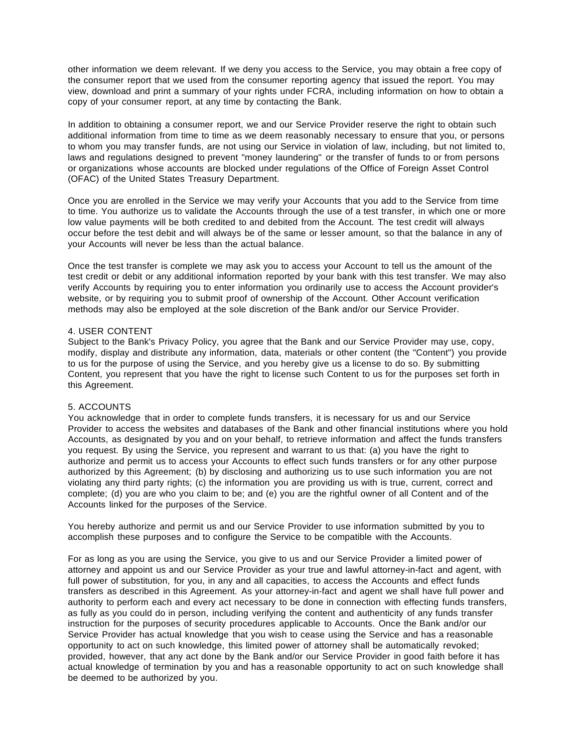other information we deem relevant. If we deny you access to the Service, you may obtain a free copy of the consumer report that we used from the consumer reporting agency that issued the report. You may view, download and print a summary of your rights under FCRA, including information on how to obtain a copy of your consumer report, at any time by contacting the Bank.

In addition to obtaining a consumer report, we and our Service Provider reserve the right to obtain such additional information from time to time as we deem reasonably necessary to ensure that you, or persons to whom you may transfer funds, are not using our Service in violation of law, including, but not limited to, laws and regulations designed to prevent "money laundering" or the transfer of funds to or from persons or organizations whose accounts are blocked under regulations of the Office of Foreign Asset Control (OFAC) of the United States Treasury Department.

Once you are enrolled in the Service we may verify your Accounts that you add to the Service from time to time. You authorize us to validate the Accounts through the use of a test transfer, in which one or more low value payments will be both credited to and debited from the Account. The test credit will always occur before the test debit and will always be of the same or lesser amount, so that the balance in any of your Accounts will never be less than the actual balance.

Once the test transfer is complete we may ask you to access your Account to tell us the amount of the test credit or debit or any additional information reported by your bank with this test transfer. We may also verify Accounts by requiring you to enter information you ordinarily use to access the Account provider's website, or by requiring you to submit proof of ownership of the Account. Other Account verification methods may also be employed at the sole discretion of the Bank and/or our Service Provider.

## 4. USER CONTENT

Subject to the Bank's Privacy Policy, you agree that the Bank and our Service Provider may use, copy, modify, display and distribute any information, data, materials or other content (the "Content") you provide to us for the purpose of using the Service, and you hereby give us a license to do so. By submitting Content, you represent that you have the right to license such Content to us for the purposes set forth in this Agreement.

## 5. ACCOUNTS

You acknowledge that in order to complete funds transfers, it is necessary for us and our Service Provider to access the websites and databases of the Bank and other financial institutions where you hold Accounts, as designated by you and on your behalf, to retrieve information and affect the funds transfers you request. By using the Service, you represent and warrant to us that: (a) you have the right to authorize and permit us to access your Accounts to effect such funds transfers or for any other purpose authorized by this Agreement; (b) by disclosing and authorizing us to use such information you are not violating any third party rights; (c) the information you are providing us with is true, current, correct and complete; (d) you are who you claim to be; and (e) you are the rightful owner of all Content and of the Accounts linked for the purposes of the Service.

You hereby authorize and permit us and our Service Provider to use information submitted by you to accomplish these purposes and to configure the Service to be compatible with the Accounts.

For as long as you are using the Service, you give to us and our Service Provider a limited power of attorney and appoint us and our Service Provider as your true and lawful attorney-in-fact and agent, with full power of substitution, for you, in any and all capacities, to access the Accounts and effect funds transfers as described in this Agreement. As your attorney-in-fact and agent we shall have full power and authority to perform each and every act necessary to be done in connection with effecting funds transfers, as fully as you could do in person, including verifying the content and authenticity of any funds transfer instruction for the purposes of security procedures applicable to Accounts. Once the Bank and/or our Service Provider has actual knowledge that you wish to cease using the Service and has a reasonable opportunity to act on such knowledge, this limited power of attorney shall be automatically revoked; provided, however, that any act done by the Bank and/or our Service Provider in good faith before it has actual knowledge of termination by you and has a reasonable opportunity to act on such knowledge shall be deemed to be authorized by you.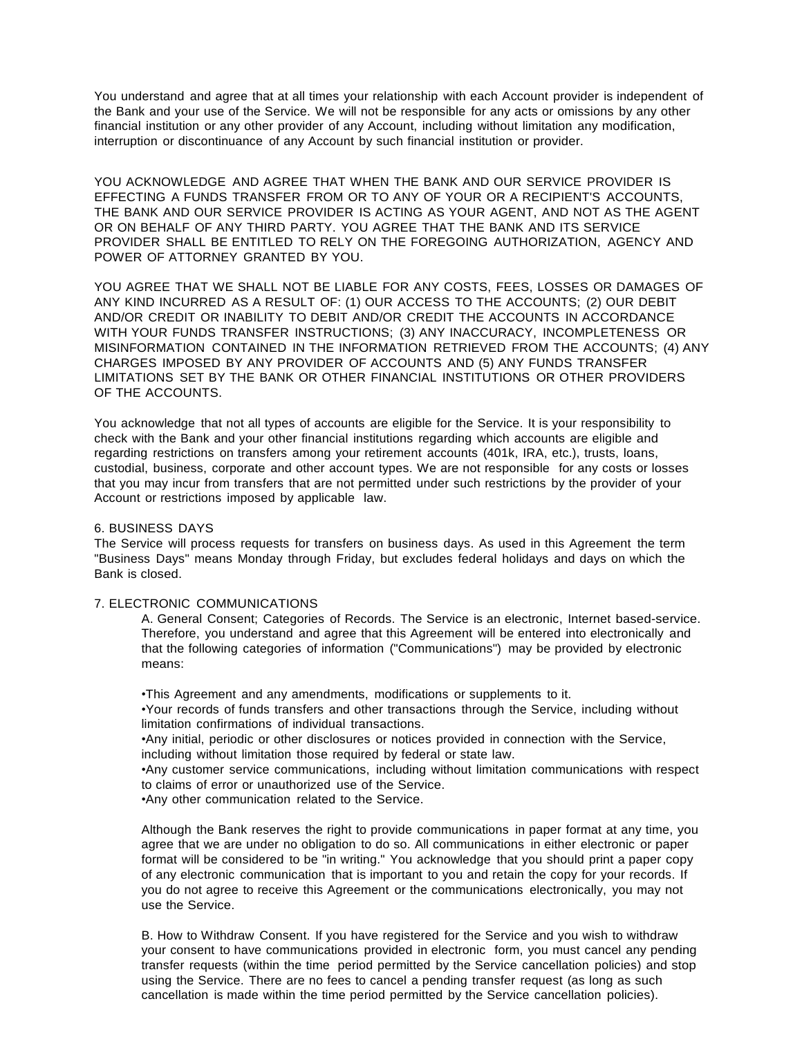You understand and agree that at all times your relationship with each Account provider is independent of the Bank and your use of the Service. We will not be responsible for any acts or omissions by any other financial institution or any other provider of any Account, including without limitation any modification, interruption or discontinuance of any Account by such financial institution or provider.

YOU ACKNOWLEDGE AND AGREE THAT WHEN THE BANK AND OUR SERVICE PROVIDER IS EFFECTING A FUNDS TRANSFER FROM OR TO ANY OF YOUR OR A RECIPIENT'S ACCOUNTS, THE BANK AND OUR SERVICE PROVIDER IS ACTING AS YOUR AGENT, AND NOT AS THE AGENT OR ON BEHALF OF ANY THIRD PARTY. YOU AGREE THAT THE BANK AND ITS SERVICE PROVIDER SHALL BE ENTITLED TO RELY ON THE FOREGOING AUTHORIZATION, AGENCY AND POWER OF ATTORNEY GRANTED BY YOU.

YOU AGREE THAT WE SHALL NOT BE LIABLE FOR ANY COSTS, FEES, LOSSES OR DAMAGES OF ANY KIND INCURRED AS A RESULT OF: (1) OUR ACCESS TO THE ACCOUNTS; (2) OUR DEBIT AND/OR CREDIT OR INABILITY TO DEBIT AND/OR CREDIT THE ACCOUNTS IN ACCORDANCE WITH YOUR FUNDS TRANSFER INSTRUCTIONS; (3) ANY INACCURACY, INCOMPLETENESS OR MISINFORMATION CONTAINED IN THE INFORMATION RETRIEVED FROM THE ACCOUNTS; (4) ANY CHARGES IMPOSED BY ANY PROVIDER OF ACCOUNTS AND (5) ANY FUNDS TRANSFER LIMITATIONS SET BY THE BANK OR OTHER FINANCIAL INSTITUTIONS OR OTHER PROVIDERS OF THE ACCOUNTS.

You acknowledge that not all types of accounts are eligible for the Service. It is your responsibility to check with the Bank and your other financial institutions regarding which accounts are eligible and regarding restrictions on transfers among your retirement accounts (401k, IRA, etc.), trusts, loans, custodial, business, corporate and other account types. We are not responsible for any costs or losses that you may incur from transfers that are not permitted under such restrictions by the provider of your Account or restrictions imposed by applicable law.

## 6. BUSINESS DAYS

The Service will process requests for transfers on business days. As used in this Agreement the term "Business Days" means Monday through Friday, but excludes federal holidays and days on which the Bank is closed.

## 7. ELECTRONIC COMMUNICATIONS

A. General Consent; Categories of Records. The Service is an electronic, Internet based-service. Therefore, you understand and agree that this Agreement will be entered into electronically and that the following categories of information ("Communications") may be provided by electronic means:

- This Agreement and any amendments, modifications or supplements to it.
- Your records of funds transfers and other transactions through the Service, including without limitation confirmations of individual transactions.
- Any initial, periodic or other disclosures or notices provided in connection with the Service, including without limitation those required by federal or state law.
- Any customer service communications, including without limitation communications with respect to claims of error or unauthorized use of the Service.
- Any other communication related to the Service.

Although the Bank reserves the right to provide communications in paper format at any time, you agree that we are under no obligation to do so. All communications in either electronic or paper format will be considered to be "in writing." You acknowledge that you should print a paper copy of any electronic communication that is important to you and retain the copy for your records. If you do not agree to receive this Agreement or the communications electronically, you may not use the Service.

B. How to Withdraw Consent. If you have registered for the Service and you wish to withdraw your consent to have communications provided in electronic form, you must cancel any pending transfer requests (within the time period permitted by the Service cancellation policies) and stop using the Service. There are no fees to cancel a pending transfer request (as long as such cancellation is made within the time period permitted by the Service cancellation policies).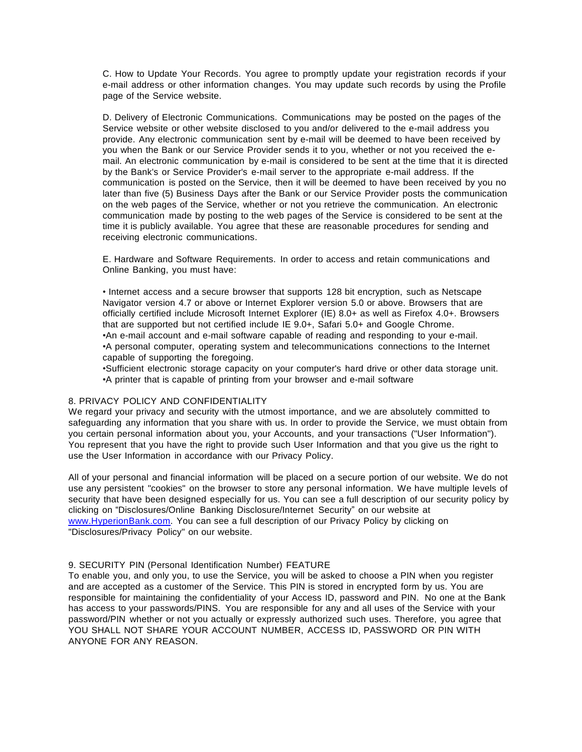C. How to Update Your Records. You agree to promptly update your registration records if your e-mail address or other information changes. You may update such records by using the Profile page of the Service website.

D. Delivery of Electronic Communications. Communications may be posted on the pages of the Service website or other website disclosed to you and/or delivered to the e-mail address you provide. Any electronic communication sent by e-mail will be deemed to have been received by you when the Bank or our Service Provider sends it to you, whether or not you received the e-mail. An electronic communication by e-mail is considered to be sent at the time that it is directed by the Bank's or Service Provider's e-mail server to the appropriate e-mail address. If the communication is posted on the Service, then it will be deemed to have been received by you no later than five (5) Business Days after the Bank or our Service Provider posts the communication on the web pages of the Service, whether or not you retrieve the communication. An electronic communication made by posting to the web pages of the Service is considered to be sent at the time it is publicly available. You agree that these are reasonable procedures for sending and receiving electronic communications.

E. Hardware and Software Requirements. In order to access and retain communications and Online Banking, you must have:

- Internet access and a secure browser that supports 128 bit encryption, such as Netscape Navigator version 4.7 or above or Internet Explorer version 5.0 or above. Browsers that are officially certified include Microsoft Internet Explorer (IE) 8.0+ as well as Firefox 4.0+. Browsers that are supported but not certified include IE 9.0+, Safari 5.0+ and Google Chrome.
- An e-mail account and e-mail software capable of reading and responding to your e-mail.
- A personal computer, operating system and telecommunications connections to the Internet capable of supporting the foregoing.
- Sufficient electronic storage capacity on your computer's hard drive or other data storage unit.
- A printer that is capable of printing from your browser and e-mail software

8. PRIVACY POLICY AND CONFIDENTIALITY

We regard your privacy and security with the utmost importance, and we are absolutely committed to safeguarding any information that you share with us. In order to provide the Service, we must obtain from you certain personal information about you, your Accounts, and your transactions ("User Information"). You represent that you have the right to provide such User Information and that you give us the right to use the User Information in accordance with our Privacy Policy.

All of your personal and financial information will be placed on a secure portion of our website. We do not use any persistent "cookies" on the browser to store any personal information. We have multiple levels of security that have been designed especially for us. You can see a full description of our security policy by clicking on "Disclosures/Online Banking Disclosure/Internet Security" on our website at [www.HyperionBank.com](http://www.HyperionBank.com). You can see a full description of our Privacy Policy by clicking on "Disclosures/Privacy Policy" on our website.

9. SECURITY PIN (Personal Identification Number) FEATURE

To enable you, and only you, to use the Service, you will be asked to choose a PIN when you register and are accepted as a customer of the Service. This PIN is stored in encrypted form by us. You are responsible for maintaining the confidentiality of your Access ID, password and PIN. No one at the Bank has access to your passwords/PINS. You are responsible for any and all uses of the Service with your password/PIN whether or not you actually or expressly authorized such uses. Therefore, you agree that YOU SHALL NOT SHARE YOUR ACCOUNT NUMBER, ACCESS ID, PASSWORD OR PIN WITH ANYONE FOR ANY REASON.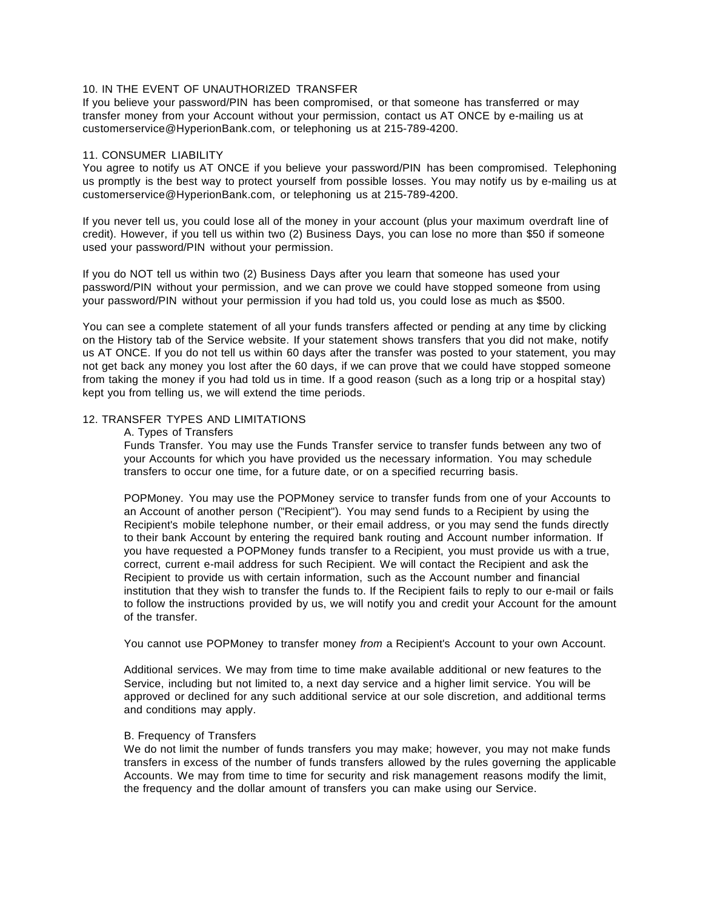## 10. IN THE EVENT OF UNAUTHORIZED TRANSFER

If you believe your password/PIN has been compromised, or that someone has transferred or may transfer money from your Account without your permission, contact us AT ONCE by e-mailing us at customerservice@HyperionBank.com, or telephoning us at 215-789-4200.

## 11. CONSUMER LIABILITY

You agree to notify us AT ONCE if you believe your password/PIN has been compromised. Telephoning us promptly is the best way to protect yourself from possible losses. You may notify us by e-mailing us at customerservice@HyperionBank.com, or telephoning us at 215-789-4200.

If you never tell us, you could lose all of the money in your account (plus your maximum overdraft line of credit). However, if you tell us within two (2) Business Days, you can lose no more than $50 if someone used your password/PIN without your permission.

If you do NOT tell us within two (2) Business Days after you learn that someone has used your password/PIN without your permission, and we can prove we could have stopped someone from using your password/PIN without your permission if you had told us, you could lose as much as $500.

You can see a complete statement of all your funds transfers affected or pending at any time by clicking on the History tab of the Service website. If your statement shows transfers that you did not make, notify us AT ONCE. If you do not tell us within 60 days after the transfer was posted to your statement, you may not get back any money you lost after the 60 days, if we can prove that we could have stopped someone from taking the money if you had told us in time. If a good reason (such as a long trip or a hospital stay) kept you from telling us, we will extend the time periods.

## 12. TRANSFER TYPES AND LIMITATIONS

### A. Types of Transfers

Funds Transfer. You may use the Funds Transfer service to transfer funds between any two of your Accounts for which you have provided us the necessary information. You may schedule transfers to occur one time, for a future date, or on a specified recurring basis.

POPMoney. You may use the POPMoney service to transfer funds from one of your Accounts to an Account of another person ("Recipient"). You may send funds to a Recipient by using the Recipient's mobile telephone number, or their email address, or you may send the funds directly to their bank Account by entering the required bank routing and Account number information. If you have requested a POPMoney funds transfer to a Recipient, you must provide us with a true, correct, current e-mail address for such Recipient. We will contact the Recipient and ask the Recipient to provide us with certain information, such as the Account number and financial institution that they wish to transfer the funds to. If the Recipient fails to reply to our e-mail or fails to follow the instructions provided by us, we will notify you and credit your Account for the amount of the transfer.

You cannot use POPMoney to transfer money *from* a Recipient's Account to your own Account.

Additional services. We may from time to time make available additional or new features to the Service, including but not limited to, a next day service and a higher limit service. You will be approved or declined for any such additional service at our sole discretion, and additional terms and conditions may apply.

### B. Frequency of Transfers

We do not limit the number of funds transfers you may make; however, you may not make funds transfers in excess of the number of funds transfers allowed by the rules governing the applicable Accounts. We may from time to time for security and risk management reasons modify the limit, the frequency and the dollar amount of transfers you can make using our Service.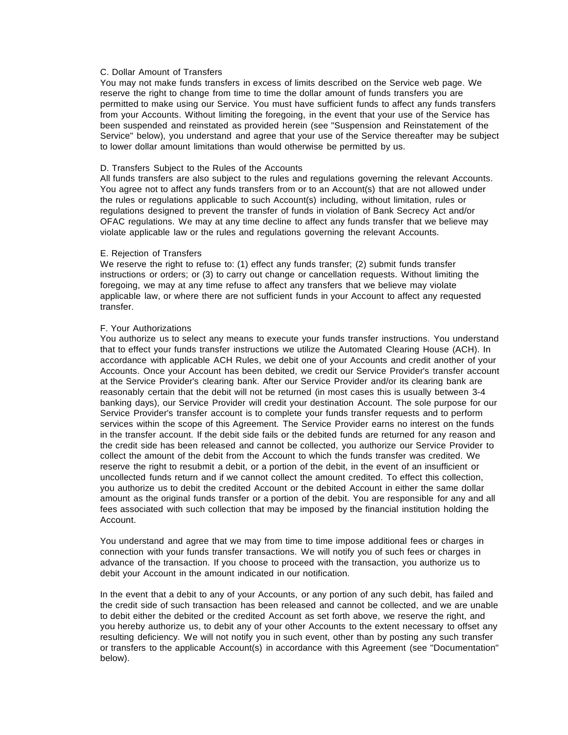### C. Dollar Amount of Transfers

You may not make funds transfers in excess of limits described on the Service web page. We reserve the right to change from time to time the dollar amount of funds transfers you are permitted to make using our Service. You must have sufficient funds to affect any funds transfers from your Accounts. Without limiting the foregoing, in the event that your use of the Service has been suspended and reinstated as provided herein (see "Suspension and Reinstatement of the Service" below), you understand and agree that your use of the Service thereafter may be subject to lower dollar amount limitations than would otherwise be permitted by us.

### D. Transfers Subject to the Rules of the Accounts

All funds transfers are also subject to the rules and regulations governing the relevant Accounts. You agree not to affect any funds transfers from or to an Account(s) that are not allowed under the rules or regulations applicable to such Account(s) including, without limitation, rules or regulations designed to prevent the transfer of funds in violation of Bank Secrecy Act and/or OFAC regulations. We may at any time decline to affect any funds transfer that we believe may violate applicable law or the rules and regulations governing the relevant Accounts.

### E. Rejection of Transfers

We reserve the right to refuse to: (1) effect any funds transfer; (2) submit funds transfer instructions or orders; or (3) to carry out change or cancellation requests. Without limiting the foregoing, we may at any time refuse to affect any transfers that we believe may violate applicable law, or where there are not sufficient funds in your Account to affect any requested transfer.

### F. Your Authorizations

You authorize us to select any means to execute your funds transfer instructions. You understand that to effect your funds transfer instructions we utilize the Automated Clearing House (ACH). In accordance with applicable ACH Rules, we debit one of your Accounts and credit another of your Accounts. Once your Account has been debited, we credit our Service Provider's transfer account at the Service Provider's clearing bank. After our Service Provider and/or its clearing bank are reasonably certain that the debit will not be returned (in most cases this is usually between 3-4 banking days), our Service Provider will credit your destination Account. The sole purpose for our Service Provider's transfer account is to complete your funds transfer requests and to perform services within the scope of this Agreement. The Service Provider earns no interest on the funds in the transfer account. If the debit side fails or the debited funds are returned for any reason and the credit side has been released and cannot be collected, you authorize our Service Provider to collect the amount of the debit from the Account to which the funds transfer was credited. We reserve the right to resubmit a debit, or a portion of the debit, in the event of an insufficient or uncollected funds return and if we cannot collect the amount credited. To effect this collection, you authorize us to debit the credited Account or the debited Account in either the same dollar amount as the original funds transfer or a portion of the debit. You are responsible for any and all fees associated with such collection that may be imposed by the financial institution holding the Account.

You understand and agree that we may from time to time impose additional fees or charges in connection with your funds transfer transactions. We will notify you of such fees or charges in advance of the transaction. If you choose to proceed with the transaction, you authorize us to debit your Account in the amount indicated in our notification.

In the event that a debit to any of your Accounts, or any portion of any such debit, has failed and the credit side of such transaction has been released and cannot be collected, and we are unable to debit either the debited or the credited Account as set forth above, we reserve the right, and you hereby authorize us, to debit any of your other Accounts to the extent necessary to offset any resulting deficiency. We will not notify you in such event, other than by posting any such transfer or transfers to the applicable Account(s) in accordance with this Agreement (see "Documentation" below).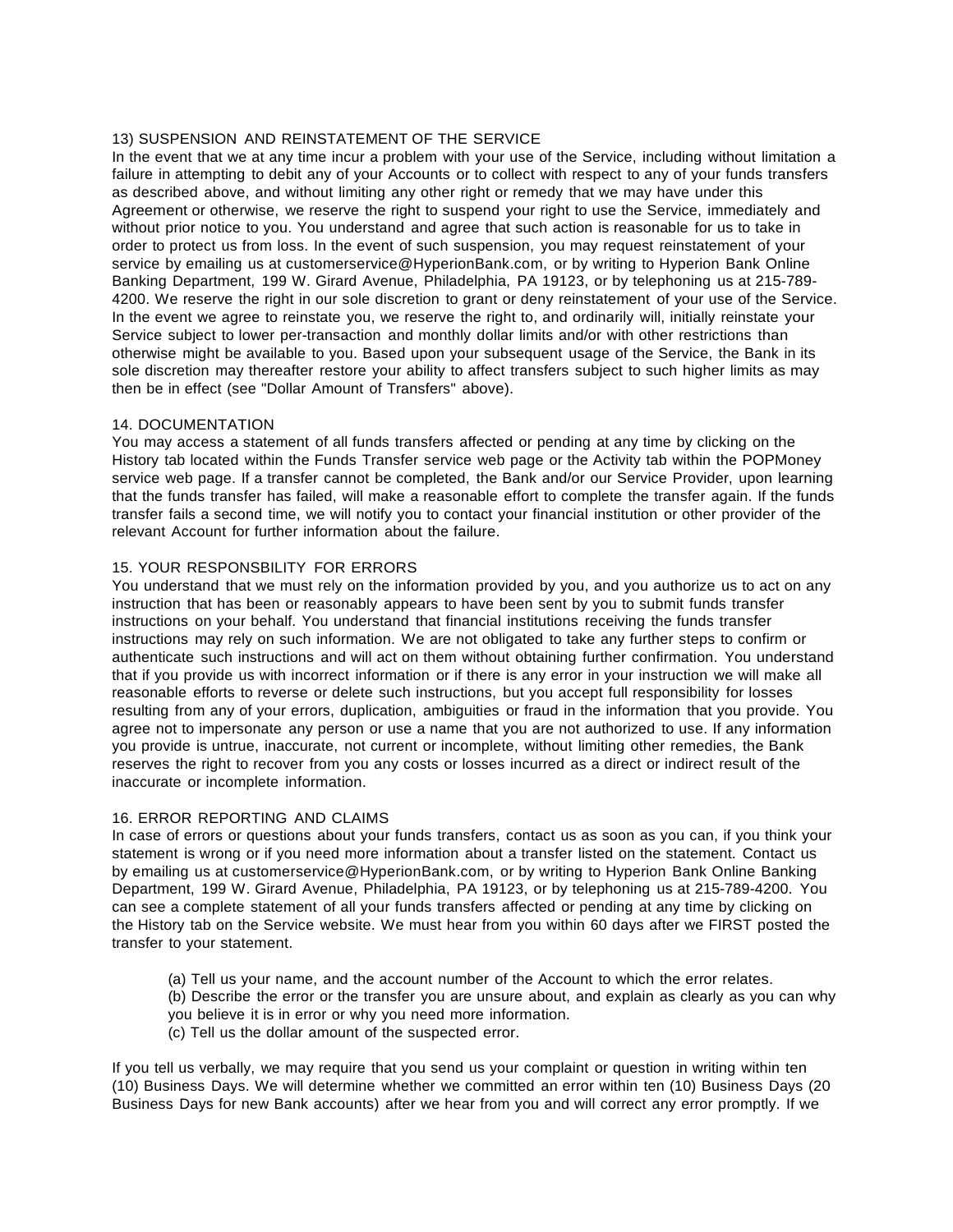### 13) SUSPENSION AND REINSTATEMENT OF THE SERVICE

In the event that we at any time incur a problem with your use of the Service, including without limitation a failure in attempting to debit any of your Accounts or to collect with respect to any of your funds transfers as described above, and without limiting any other right or remedy that we may have under this Agreement or otherwise, we reserve the right to suspend your right to use the Service, immediately and without prior notice to you. You understand and agree that such action is reasonable for us to take in order to protect us from loss. In the event of such suspension, you may request reinstatement of your service by emailing us at customerservice@HyperionBank.com, or by writing to Hyperion Bank Online Banking Department, 199 W. Girard Avenue, Philadelphia, PA 19123, or by telephoning us at 215-789-4200. We reserve the right in our sole discretion to grant or deny reinstatement of your use of the Service. In the event we agree to reinstate you, we reserve the right to, and ordinarily will, initially reinstate your Service subject to lower per-transaction and monthly dollar limits and/or with other restrictions than otherwise might be available to you. Based upon your subsequent usage of the Service, the Bank in its sole discretion may thereafter restore your ability to affect transfers subject to such higher limits as may then be in effect (see "Dollar Amount of Transfers" above).

### 14. DOCUMENTATION

You may access a statement of all funds transfers affected or pending at any time by clicking on the History tab located within the Funds Transfer service web page or the Activity tab within the POPMoney service web page. If a transfer cannot be completed, the Bank and/or our Service Provider, upon learning that the funds transfer has failed, will make a reasonable effort to complete the transfer again. If the funds transfer fails a second time, we will notify you to contact your financial institution or other provider of the relevant Account for further information about the failure.

### 15. YOUR RESPONSBILITY FOR ERRORS

You understand that we must rely on the information provided by you, and you authorize us to act on any instruction that has been or reasonably appears to have been sent by you to submit funds transfer instructions on your behalf. You understand that financial institutions receiving the funds transfer instructions may rely on such information. We are not obligated to take any further steps to confirm or authenticate such instructions and will act on them without obtaining further confirmation. You understand that if you provide us with incorrect information or if there is any error in your instruction we will make all reasonable efforts to reverse or delete such instructions, but you accept full responsibility for losses resulting from any of your errors, duplication, ambiguities or fraud in the information that you provide. You agree not to impersonate any person or use a name that you are not authorized to use. If any information you provide is untrue, inaccurate, not current or incomplete, without limiting other remedies, the Bank reserves the right to recover from you any costs or losses incurred as a direct or indirect result of the inaccurate or incomplete information.

### 16. ERROR REPORTING AND CLAIMS

In case of errors or questions about your funds transfers, contact us as soon as you can, if you think your statement is wrong or if you need more information about a transfer listed on the statement. Contact us by emailing us at customerservice@HyperionBank.com, or by writing to Hyperion Bank Online Banking Department, 199 W. Girard Avenue, Philadelphia, PA 19123, or by telephoning us at 215-789-4200. You can see a complete statement of all your funds transfers affected or pending at any time by clicking on the History tab on the Service website. We must hear from you within 60 days after we FIRST posted the transfer to your statement.

(a) Tell us your name, and the account number of the Account to which the error relates.
(b) Describe the error or the transfer you are unsure about, and explain as clearly as you can why you believe it is in error or why you need more information.
(c) Tell us the dollar amount of the suspected error.

If you tell us verbally, we may require that you send us your complaint or question in writing within ten (10) Business Days. We will determine whether we committed an error within ten (10) Business Days (20 Business Days for new Bank accounts) after we hear from you and will correct any error promptly. If we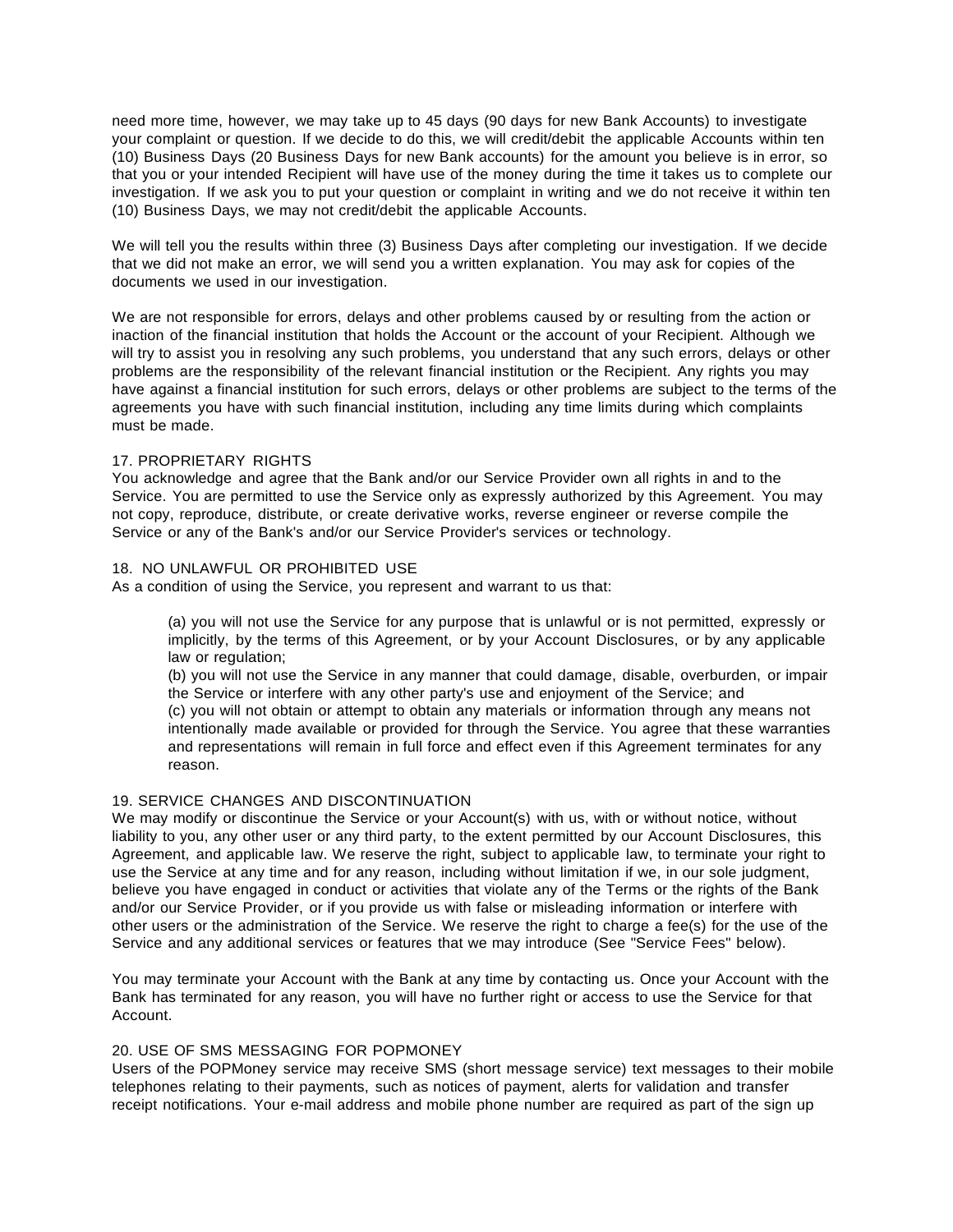need more time, however, we may take up to 45 days (90 days for new Bank Accounts) to investigate your complaint or question. If we decide to do this, we will credit/debit the applicable Accounts within ten (10) Business Days (20 Business Days for new Bank accounts) for the amount you believe is in error, so that you or your intended Recipient will have use of the money during the time it takes us to complete our investigation. If we ask you to put your question or complaint in writing and we do not receive it within ten (10) Business Days, we may not credit/debit the applicable Accounts.

We will tell you the results within three (3) Business Days after completing our investigation. If we decide that we did not make an error, we will send you a written explanation. You may ask for copies of the documents we used in our investigation.

We are not responsible for errors, delays and other problems caused by or resulting from the action or inaction of the financial institution that holds the Account or the account of your Recipient. Although we will try to assist you in resolving any such problems, you understand that any such errors, delays or other problems are the responsibility of the relevant financial institution or the Recipient. Any rights you may have against a financial institution for such errors, delays or other problems are subject to the terms of the agreements you have with such financial institution, including any time limits during which complaints must be made.

17. PROPRIETARY RIGHTS

You acknowledge and agree that the Bank and/or our Service Provider own all rights in and to the Service. You are permitted to use the Service only as expressly authorized by this Agreement. You may not copy, reproduce, distribute, or create derivative works, reverse engineer or reverse compile the Service or any of the Bank's and/or our Service Provider's services or technology.

18. NO UNLAWFUL OR PROHIBITED USE

As a condition of using the Service, you represent and warrant to us that:

(a) you will not use the Service for any purpose that is unlawful or is not permitted, expressly or implicitly, by the terms of this Agreement, or by your Account Disclosures, or by any applicable law or regulation;
(b) you will not use the Service in any manner that could damage, disable, overburden, or impair the Service or interfere with any other party's use and enjoyment of the Service; and
(c) you will not obtain or attempt to obtain any materials or information through any means not intentionally made available or provided for through the Service. You agree that these warranties and representations will remain in full force and effect even if this Agreement terminates for any reason.

19. SERVICE CHANGES AND DISCONTINUATION

We may modify or discontinue the Service or your Account(s) with us, with or without notice, without liability to you, any other user or any third party, to the extent permitted by our Account Disclosures, this Agreement, and applicable law. We reserve the right, subject to applicable law, to terminate your right to use the Service at any time and for any reason, including without limitation if we, in our sole judgment, believe you have engaged in conduct or activities that violate any of the Terms or the rights of the Bank and/or our Service Provider, or if you provide us with false or misleading information or interfere with other users or the administration of the Service. We reserve the right to charge a fee(s) for the use of the Service and any additional services or features that we may introduce (See "Service Fees" below).

You may terminate your Account with the Bank at any time by contacting us. Once your Account with the Bank has terminated for any reason, you will have no further right or access to use the Service for that Account.

20. USE OF SMS MESSAGING FOR POPMONEY

Users of the POPMoney service may receive SMS (short message service) text messages to their mobile telephones relating to their payments, such as notices of payment, alerts for validation and transfer receipt notifications. Your e-mail address and mobile phone number are required as part of the sign up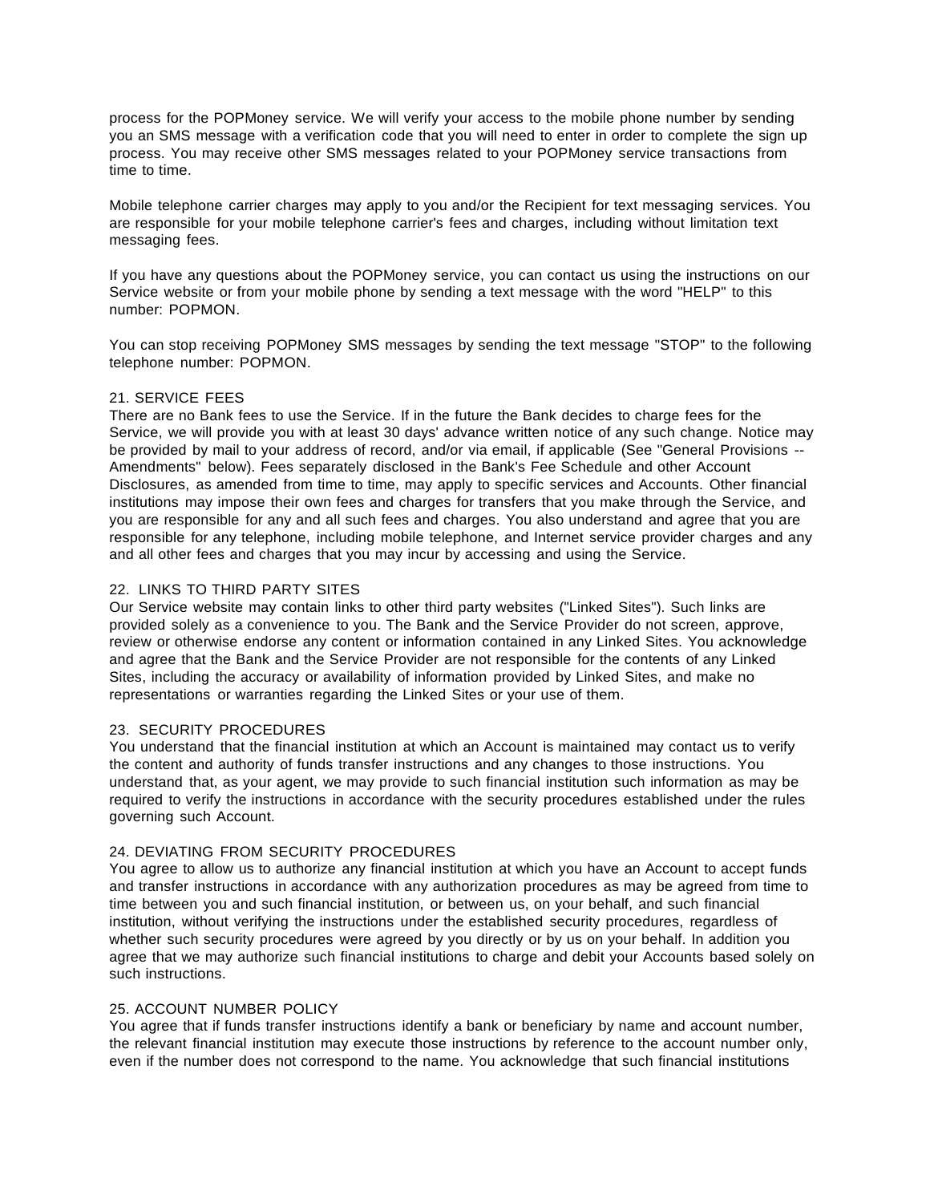process for the POPMoney service. We will verify your access to the mobile phone number by sending you an SMS message with a verification code that you will need to enter in order to complete the sign up process. You may receive other SMS messages related to your POPMoney service transactions from time to time.

Mobile telephone carrier charges may apply to you and/or the Recipient for text messaging services. You are responsible for your mobile telephone carrier's fees and charges, including without limitation text messaging fees.

If you have any questions about the POPMoney service, you can contact us using the instructions on our Service website or from your mobile phone by sending a text message with the word "HELP" to this number: POPMON.

You can stop receiving POPMoney SMS messages by sending the text message "STOP" to the following telephone number: POPMON.

21. SERVICE FEES

There are no Bank fees to use the Service. If in the future the Bank decides to charge fees for the Service, we will provide you with at least 30 days' advance written notice of any such change. Notice may be provided by mail to your address of record, and/or via email, if applicable (See "General Provisions -- Amendments" below). Fees separately disclosed in the Bank's Fee Schedule and other Account Disclosures, as amended from time to time, may apply to specific services and Accounts. Other financial institutions may impose their own fees and charges for transfers that you make through the Service, and you are responsible for any and all such fees and charges. You also understand and agree that you are responsible for any telephone, including mobile telephone, and Internet service provider charges and any and all other fees and charges that you may incur by accessing and using the Service.

22. LINKS TO THIRD PARTY SITES

Our Service website may contain links to other third party websites ("Linked Sites"). Such links are provided solely as a convenience to you. The Bank and the Service Provider do not screen, approve, review or otherwise endorse any content or information contained in any Linked Sites. You acknowledge and agree that the Bank and the Service Provider are not responsible for the contents of any Linked Sites, including the accuracy or availability of information provided by Linked Sites, and make no representations or warranties regarding the Linked Sites or your use of them.

23. SECURITY PROCEDURES

You understand that the financial institution at which an Account is maintained may contact us to verify the content and authority of funds transfer instructions and any changes to those instructions. You understand that, as your agent, we may provide to such financial institution such information as may be required to verify the instructions in accordance with the security procedures established under the rules governing such Account.

24. DEVIATING FROM SECURITY PROCEDURES

You agree to allow us to authorize any financial institution at which you have an Account to accept funds and transfer instructions in accordance with any authorization procedures as may be agreed from time to time between you and such financial institution, or between us, on your behalf, and such financial institution, without verifying the instructions under the established security procedures, regardless of whether such security procedures were agreed by you directly or by us on your behalf. In addition you agree that we may authorize such financial institutions to charge and debit your Accounts based solely on such instructions.

25. ACCOUNT NUMBER POLICY

You agree that if funds transfer instructions identify a bank or beneficiary by name and account number, the relevant financial institution may execute those instructions by reference to the account number only, even if the number does not correspond to the name. You acknowledge that such financial institutions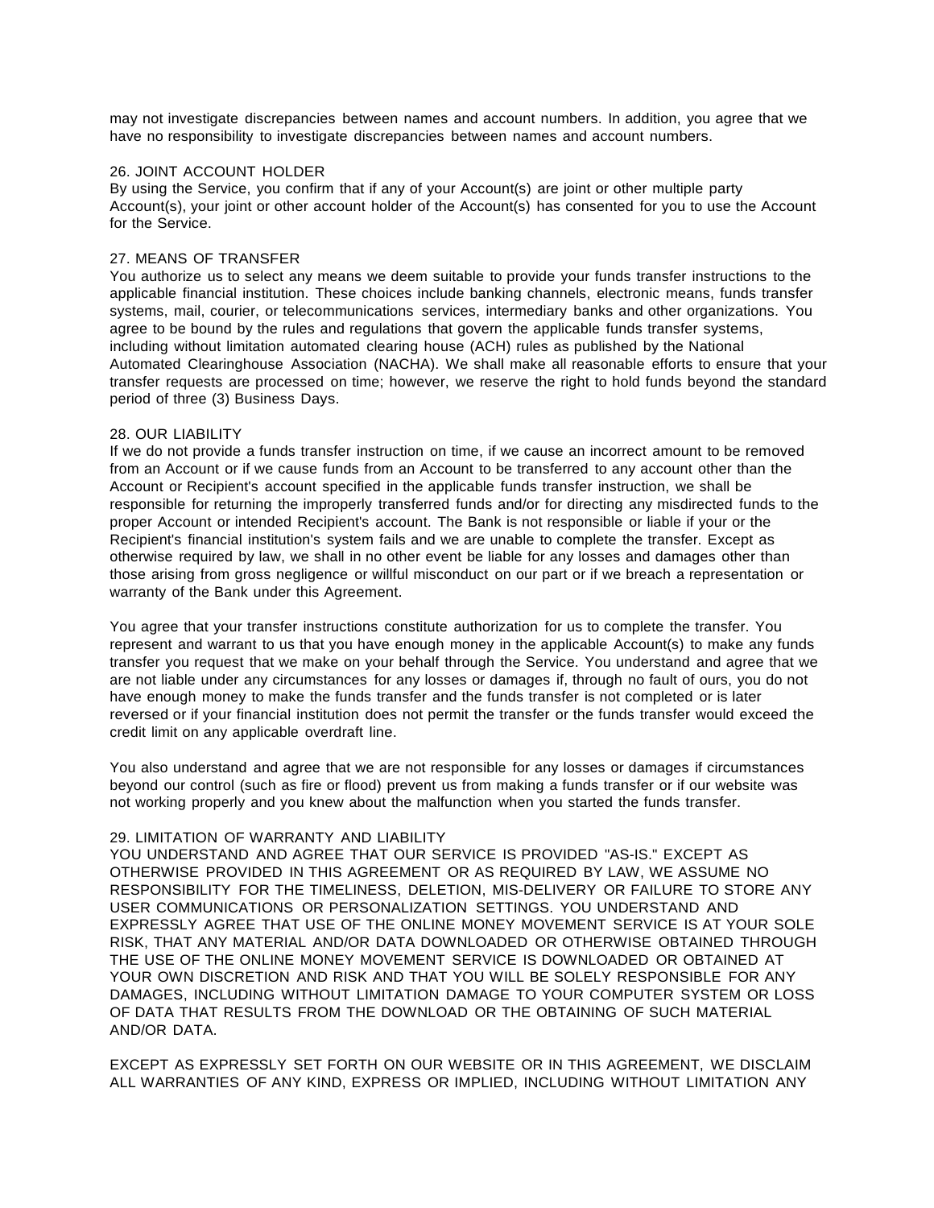may not investigate discrepancies between names and account numbers. In addition, you agree that we have no responsibility to investigate discrepancies between names and account numbers.

## 26. JOINT ACCOUNT HOLDER

By using the Service, you confirm that if any of your Account(s) are joint or other multiple party Account(s), your joint or other account holder of the Account(s) has consented for you to use the Account for the Service.

## 27. MEANS OF TRANSFER

You authorize us to select any means we deem suitable to provide your funds transfer instructions to the applicable financial institution. These choices include banking channels, electronic means, funds transfer systems, mail, courier, or telecommunications services, intermediary banks and other organizations. You agree to be bound by the rules and regulations that govern the applicable funds transfer systems, including without limitation automated clearing house (ACH) rules as published by the National Automated Clearinghouse Association (NACHA). We shall make all reasonable efforts to ensure that your transfer requests are processed on time; however, we reserve the right to hold funds beyond the standard period of three (3) Business Days.

## 28. OUR LIABILITY

If we do not provide a funds transfer instruction on time, if we cause an incorrect amount to be removed from an Account or if we cause funds from an Account to be transferred to any account other than the Account or Recipient's account specified in the applicable funds transfer instruction, we shall be responsible for returning the improperly transferred funds and/or for directing any misdirected funds to the proper Account or intended Recipient's account. The Bank is not responsible or liable if your or the Recipient's financial institution's system fails and we are unable to complete the transfer. Except as otherwise required by law, we shall in no other event be liable for any losses and damages other than those arising from gross negligence or willful misconduct on our part or if we breach a representation or warranty of the Bank under this Agreement.

You agree that your transfer instructions constitute authorization for us to complete the transfer. You represent and warrant to us that you have enough money in the applicable Account(s) to make any funds transfer you request that we make on your behalf through the Service. You understand and agree that we are not liable under any circumstances for any losses or damages if, through no fault of ours, you do not have enough money to make the funds transfer and the funds transfer is not completed or is later reversed or if your financial institution does not permit the transfer or the funds transfer would exceed the credit limit on any applicable overdraft line.

You also understand and agree that we are not responsible for any losses or damages if circumstances beyond our control (such as fire or flood) prevent us from making a funds transfer or if our website was not working properly and you knew about the malfunction when you started the funds transfer.

## 29. LIMITATION OF WARRANTY AND LIABILITY

YOU UNDERSTAND AND AGREE THAT OUR SERVICE IS PROVIDED "AS-IS." EXCEPT AS OTHERWISE PROVIDED IN THIS AGREEMENT OR AS REQUIRED BY LAW, WE ASSUME NO RESPONSIBILITY FOR THE TIMELINESS, DELETION, MIS-DELIVERY OR FAILURE TO STORE ANY USER COMMUNICATIONS OR PERSONALIZATION SETTINGS. YOU UNDERSTAND AND EXPRESSLY AGREE THAT USE OF THE ONLINE MONEY MOVEMENT SERVICE IS AT YOUR SOLE RISK, THAT ANY MATERIAL AND/OR DATA DOWNLOADED OR OTHERWISE OBTAINED THROUGH THE USE OF THE ONLINE MONEY MOVEMENT SERVICE IS DOWNLOADED OR OBTAINED AT YOUR OWN DISCRETION AND RISK AND THAT YOU WILL BE SOLELY RESPONSIBLE FOR ANY DAMAGES, INCLUDING WITHOUT LIMITATION DAMAGE TO YOUR COMPUTER SYSTEM OR LOSS OF DATA THAT RESULTS FROM THE DOWNLOAD OR THE OBTAINING OF SUCH MATERIAL AND/OR DATA.

EXCEPT AS EXPRESSLY SET FORTH ON OUR WEBSITE OR IN THIS AGREEMENT, WE DISCLAIM ALL WARRANTIES OF ANY KIND, EXPRESS OR IMPLIED, INCLUDING WITHOUT LIMITATION ANY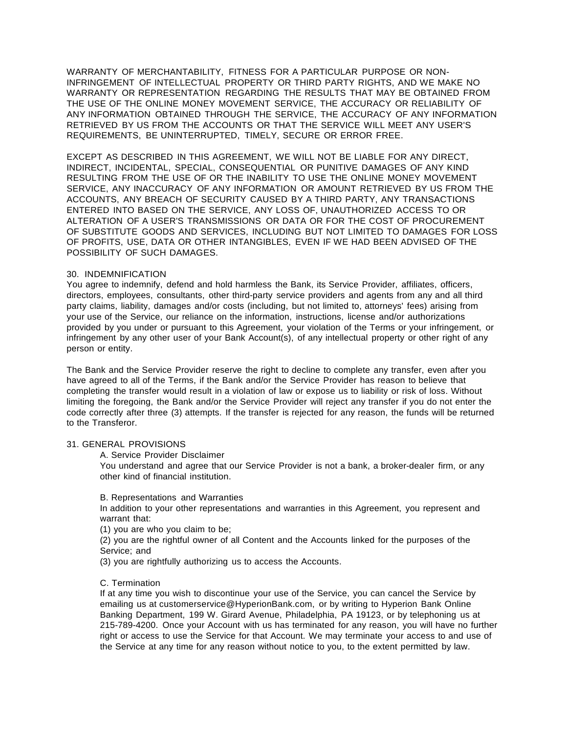WARRANTY OF MERCHANTABILITY, FITNESS FOR A PARTICULAR PURPOSE OR NON-INFRINGEMENT OF INTELLECTUAL PROPERTY OR THIRD PARTY RIGHTS, AND WE MAKE NO WARRANTY OR REPRESENTATION REGARDING THE RESULTS THAT MAY BE OBTAINED FROM THE USE OF THE ONLINE MONEY MOVEMENT SERVICE, THE ACCURACY OR RELIABILITY OF ANY INFORMATION OBTAINED THROUGH THE SERVICE, THE ACCURACY OF ANY INFORMATION RETRIEVED BY US FROM THE ACCOUNTS OR THAT THE SERVICE WILL MEET ANY USER'S REQUIREMENTS, BE UNINTERRUPTED, TIMELY, SECURE OR ERROR FREE.

EXCEPT AS DESCRIBED IN THIS AGREEMENT, WE WILL NOT BE LIABLE FOR ANY DIRECT, INDIRECT, INCIDENTAL, SPECIAL, CONSEQUENTIAL OR PUNITIVE DAMAGES OF ANY KIND RESULTING FROM THE USE OF OR THE INABILITY TO USE THE ONLINE MONEY MOVEMENT SERVICE, ANY INACCURACY OF ANY INFORMATION OR AMOUNT RETRIEVED BY US FROM THE ACCOUNTS, ANY BREACH OF SECURITY CAUSED BY A THIRD PARTY, ANY TRANSACTIONS ENTERED INTO BASED ON THE SERVICE, ANY LOSS OF, UNAUTHORIZED ACCESS TO OR ALTERATION OF A USER'S TRANSMISSIONS OR DATA OR FOR THE COST OF PROCUREMENT OF SUBSTITUTE GOODS AND SERVICES, INCLUDING BUT NOT LIMITED TO DAMAGES FOR LOSS OF PROFITS, USE, DATA OR OTHER INTANGIBLES, EVEN IF WE HAD BEEN ADVISED OF THE POSSIBILITY OF SUCH DAMAGES.

30. INDEMNIFICATION

You agree to indemnify, defend and hold harmless the Bank, its Service Provider, affiliates, officers, directors, employees, consultants, other third-party service providers and agents from any and all third party claims, liability, damages and/or costs (including, but not limited to, attorneys' fees) arising from your use of the Service, our reliance on the information, instructions, license and/or authorizations provided by you under or pursuant to this Agreement, your violation of the Terms or your infringement, or infringement by any other user of your Bank Account(s), of any intellectual property or other right of any person or entity.

The Bank and the Service Provider reserve the right to decline to complete any transfer, even after you have agreed to all of the Terms, if the Bank and/or the Service Provider has reason to believe that completing the transfer would result in a violation of law or expose us to liability or risk of loss. Without limiting the foregoing, the Bank and/or the Service Provider will reject any transfer if you do not enter the code correctly after three (3) attempts. If the transfer is rejected for any reason, the funds will be returned to the Transferor.

31. GENERAL PROVISIONS

A. Service Provider Disclaimer

You understand and agree that our Service Provider is not a bank, a broker-dealer firm, or any other kind of financial institution.

B. Representations and Warranties

In addition to your other representations and warranties in this Agreement, you represent and warrant that:

(1) you are who you claim to be;

(2) you are the rightful owner of all Content and the Accounts linked for the purposes of the Service; and

(3) you are rightfully authorizing us to access the Accounts.

C. Termination

If at any time you wish to discontinue your use of the Service, you can cancel the Service by emailing us at customerservice@HyperionBank.com, or by writing to Hyperion Bank Online Banking Department, 199 W. Girard Avenue, Philadelphia, PA 19123, or by telephoning us at 215-789-4200. Once your Account with us has terminated for any reason, you will have no further right or access to use the Service for that Account. We may terminate your access to and use of the Service at any time for any reason without notice to you, to the extent permitted by law.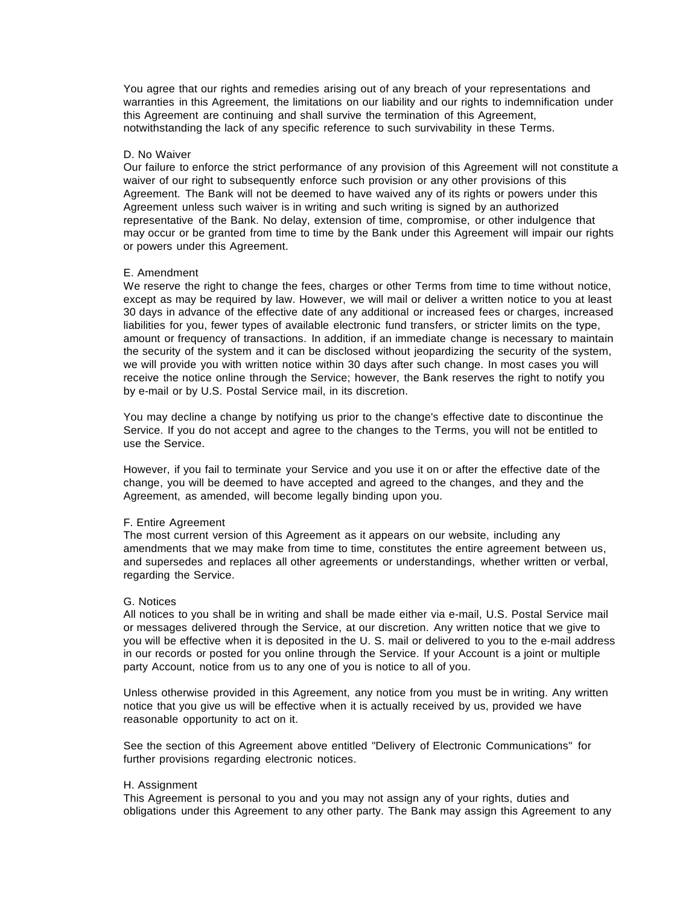You agree that our rights and remedies arising out of any breach of your representations and warranties in this Agreement, the limitations on our liability and our rights to indemnification under this Agreement are continuing and shall survive the termination of this Agreement, notwithstanding the lack of any specific reference to such survivability in these Terms.

D. No Waiver

Our failure to enforce the strict performance of any provision of this Agreement will not constitute a waiver of our right to subsequently enforce such provision or any other provisions of this Agreement. The Bank will not be deemed to have waived any of its rights or powers under this Agreement unless such waiver is in writing and such writing is signed by an authorized representative of the Bank. No delay, extension of time, compromise, or other indulgence that may occur or be granted from time to time by the Bank under this Agreement will impair our rights or powers under this Agreement.

E. Amendment

We reserve the right to change the fees, charges or other Terms from time to time without notice, except as may be required by law. However, we will mail or deliver a written notice to you at least 30 days in advance of the effective date of any additional or increased fees or charges, increased liabilities for you, fewer types of available electronic fund transfers, or stricter limits on the type, amount or frequency of transactions. In addition, if an immediate change is necessary to maintain the security of the system and it can be disclosed without jeopardizing the security of the system, we will provide you with written notice within 30 days after such change. In most cases you will receive the notice online through the Service; however, the Bank reserves the right to notify you by e-mail or by U.S. Postal Service mail, in its discretion.

You may decline a change by notifying us prior to the change's effective date to discontinue the Service. If you do not accept and agree to the changes to the Terms, you will not be entitled to use the Service.

However, if you fail to terminate your Service and you use it on or after the effective date of the change, you will be deemed to have accepted and agreed to the changes, and they and the Agreement, as amended, will become legally binding upon you.

F. Entire Agreement

The most current version of this Agreement as it appears on our website, including any amendments that we may make from time to time, constitutes the entire agreement between us, and supersedes and replaces all other agreements or understandings, whether written or verbal, regarding the Service.

G. Notices

All notices to you shall be in writing and shall be made either via e-mail, U.S. Postal Service mail or messages delivered through the Service, at our discretion. Any written notice that we give to you will be effective when it is deposited in the U. S. mail or delivered to you to the e-mail address in our records or posted for you online through the Service. If your Account is a joint or multiple party Account, notice from us to any one of you is notice to all of you.

Unless otherwise provided in this Agreement, any notice from you must be in writing. Any written notice that you give us will be effective when it is actually received by us, provided we have reasonable opportunity to act on it.

See the section of this Agreement above entitled "Delivery of Electronic Communications" for further provisions regarding electronic notices.

H. Assignment

This Agreement is personal to you and you may not assign any of your rights, duties and obligations under this Agreement to any other party. The Bank may assign this Agreement to any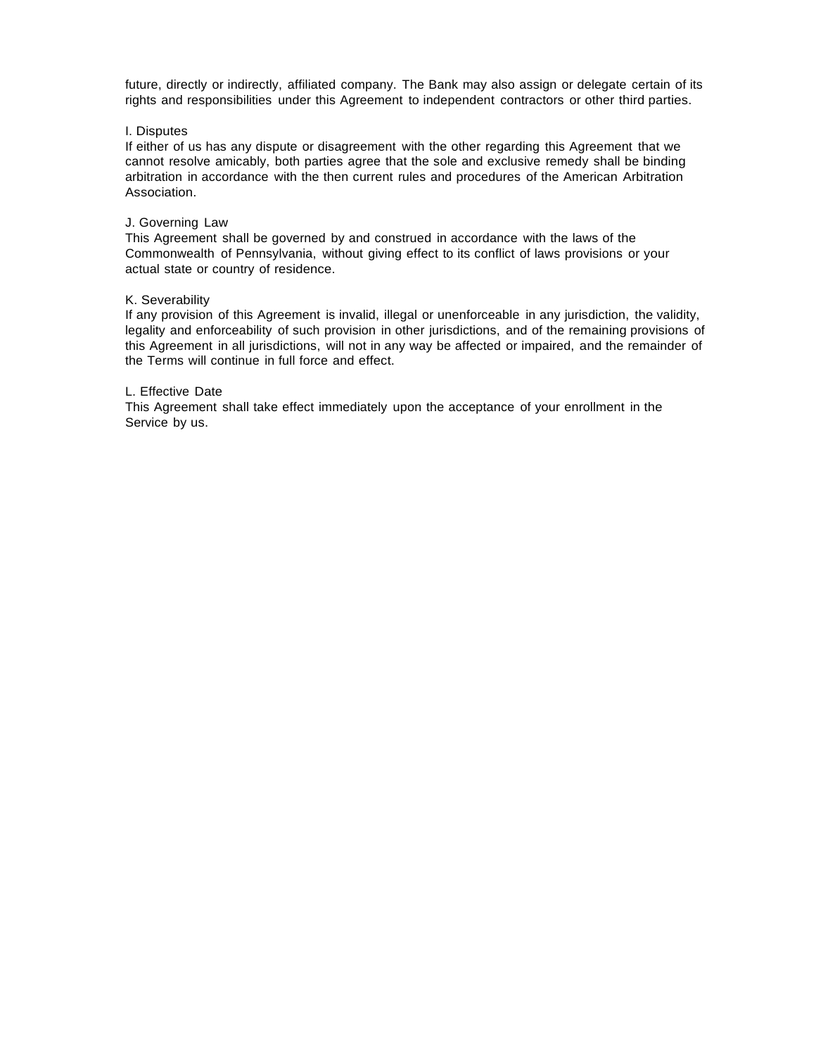future, directly or indirectly, affiliated company. The Bank may also assign or delegate certain of its rights and responsibilities under this Agreement to independent contractors or other third parties.

I. Disputes

If either of us has any dispute or disagreement with the other regarding this Agreement that we cannot resolve amicably, both parties agree that the sole and exclusive remedy shall be binding arbitration in accordance with the then current rules and procedures of the American Arbitration Association.

J. Governing Law

This Agreement shall be governed by and construed in accordance with the laws of the Commonwealth of Pennsylvania, without giving effect to its conflict of laws provisions or your actual state or country of residence.

K. Severability

If any provision of this Agreement is invalid, illegal or unenforceable in any jurisdiction, the validity, legality and enforceability of such provision in other jurisdictions, and of the remaining provisions of this Agreement in all jurisdictions, will not in any way be affected or impaired, and the remainder of the Terms will continue in full force and effect.

L. Effective Date

This Agreement shall take effect immediately upon the acceptance of your enrollment in the Service by us.